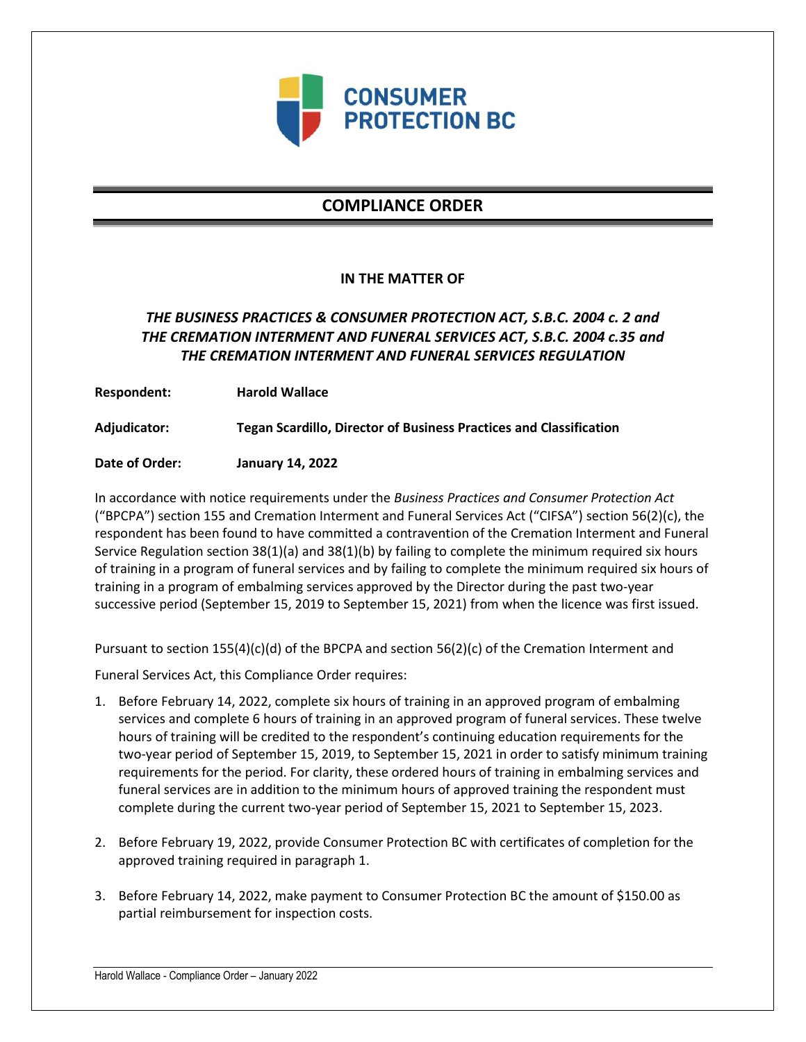# CONSUMER PROTECTION BC

## COMPLIANCE ORDER

**IN THE MATTER OF**

***THE BUSINESS PRACTICES & CONSUMER PROTECTION ACT, S.B.C. 2004 c. 2 and THE CREMATION INTERMENT AND FUNERAL SERVICES ACT, S.B.C. 2004 c.35 and THE CREMATION INTERMENT AND FUNERAL SERVICES REGULATION***

**Respondent:** **Harold Wallace**

**Adjudicator:** **Tegan Scardillo, Director of Business Practices and Classification**

**Date of Order:** **January 14, 2022**

In accordance with notice requirements under the *Business Practices and Consumer Protection Act* ("BPCPA") section 155 and Cremation Interment and Funeral Services Act ("CIFSA") section 56(2)(c), the respondent has been found to have committed a contravention of the Cremation Interment and Funeral Service Regulation section 38(1)(a) and 38(1)(b) by failing to complete the minimum required six hours of training in a program of funeral services and by failing to complete the minimum required six hours of training in a program of embalming services approved by the Director during the past two-year successive period (September 15, 2019 to September 15, 2021) from when the licence was first issued.

Pursuant to section 155(4)(c)(d) of the BPCPA and section 56(2)(c) of the Cremation Interment and Funeral Services Act, this Compliance Order requires:

1. Before February 14, 2022, complete six hours of training in an approved program of embalming services and complete 6 hours of training in an approved program of funeral services. These twelve hours of training will be credited to the respondent's continuing education requirements for the two-year period of September 15, 2019, to September 15, 2021 in order to satisfy minimum training requirements for the period. For clarity, these ordered hours of training in embalming services and funeral services are in addition to the minimum hours of approved training the respondent must complete during the current two-year period of September 15, 2021 to September 15, 2023.

2. Before February 19, 2022, provide Consumer Protection BC with certificates of completion for the approved training required in paragraph 1.

3. Before February 14, 2022, make payment to Consumer Protection BC the amount of $150.00 as partial reimbursement for inspection costs.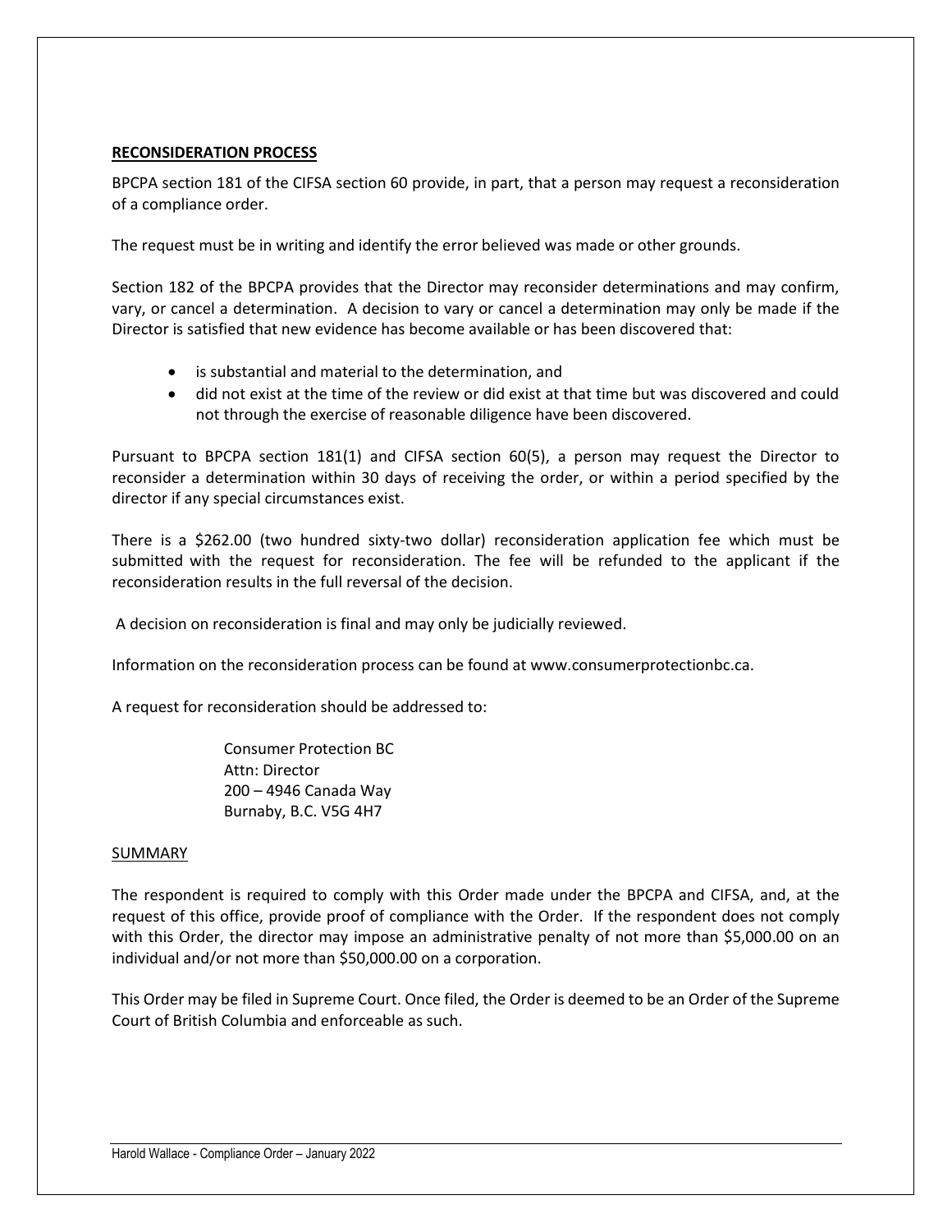## RECONSIDERATION PROCESS

BPCPA section 181 of the CIFSA section 60 provide, in part, that a person may request a reconsideration of a compliance order.

The request must be in writing and identify the error believed was made or other grounds.

Section 182 of the BPCPA provides that the Director may reconsider determinations and may confirm, vary, or cancel a determination. A decision to vary or cancel a determination may only be made if the Director is satisfied that new evidence has become available or has been discovered that:

- is substantial and material to the determination, and
- did not exist at the time of the review or did exist at that time but was discovered and could not through the exercise of reasonable diligence have been discovered.

Pursuant to BPCPA section 181(1) and CIFSA section 60(5), a person may request the Director to reconsider a determination within 30 days of receiving the order, or within a period specified by the director if any special circumstances exist.

There is a $262.00 (two hundred sixty-two dollar) reconsideration application fee which must be submitted with the request for reconsideration. The fee will be refunded to the applicant if the reconsideration results in the full reversal of the decision.

A decision on reconsideration is final and may only be judicially reviewed.

Information on the reconsideration process can be found at www.consumerprotectionbc.ca.

A request for reconsideration should be addressed to:

Consumer Protection BC
Attn: Director
200 – 4946 Canada Way
Burnaby, B.C. V5G 4H7

### SUMMARY

The respondent is required to comply with this Order made under the BPCPA and CIFSA, and, at the request of this office, provide proof of compliance with the Order. If the respondent does not comply with this Order, the director may impose an administrative penalty of not more than $5,000.00 on an individual and/or not more than $50,000.00 on a corporation.

This Order may be filed in Supreme Court. Once filed, the Order is deemed to be an Order of the Supreme Court of British Columbia and enforceable as such.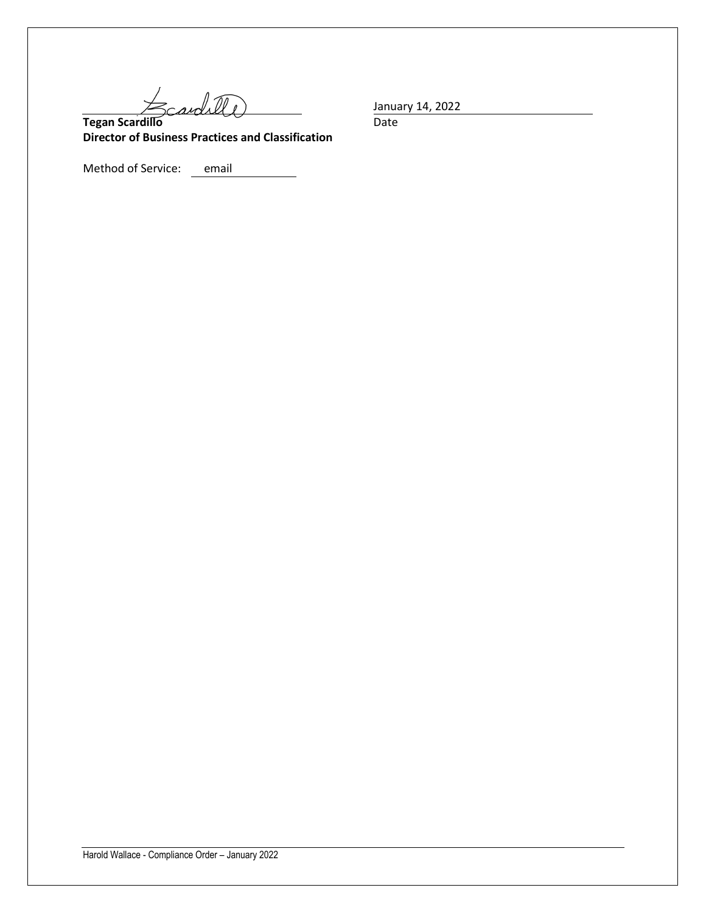**Tegan Scardillo**
**Director of Business Practices and Classification**

January 14, 2022
Date

Method of Service: email